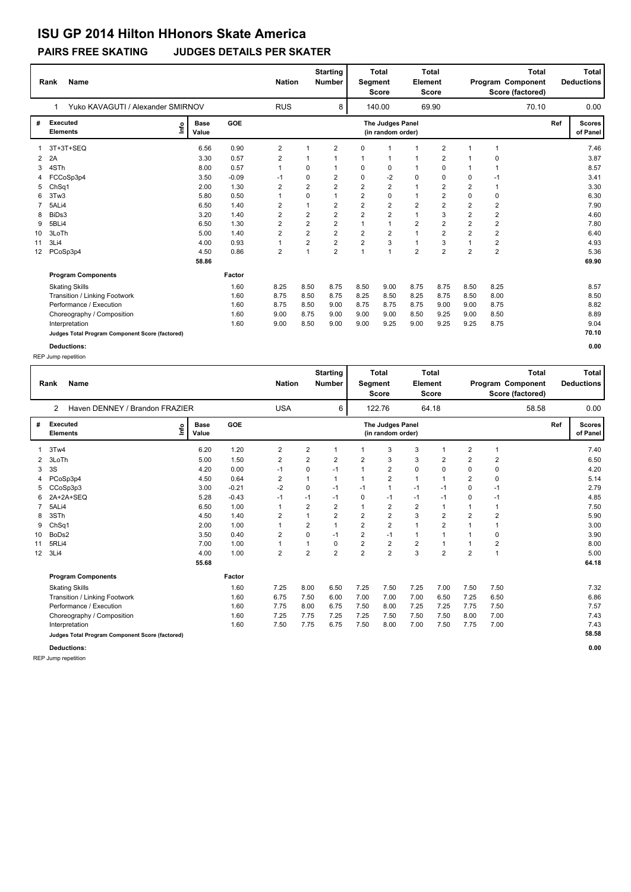# ISU GP 2014 Hilton HHonors Skate America

## PAIRS FREE SKATING    JUDGES DETAILS PER SKATER

| Rank | Name | Nation | Starting Number | Total Segment Score | Total Element Score | Total Program Component Score (factored) | Total Deductions |
|---|---|---|---|---|---|---|---|
| 1 | Yuko KAVAGUTI / Alexander SMIRNOV | RUS | 8 | 140.00 | 69.90 | 70.10 | 0.00 |

| # | Executed Elements | Info | Base Value | GOE | J1 | J2 | J3 | J4 | J5 | J6 | J7 | J8 | J9 | Ref | Scores of Panel |
|---|---|---|---|---|---|---|---|---|---|---|---|---|---|---|---|
| 1 | 3T+3T+SEQ | | 6.56 | 0.90 | 2 | 1 | 2 | 0 | 1 | 1 | 2 | 1 | 1 | | 7.46 |
| 2 | 2A | | 3.30 | 0.57 | 2 | 1 | 1 | 1 | 1 | 1 | 2 | 1 | 0 | | 3.87 |
| 3 | 4STh | | 8.00 | 0.57 | 1 | 0 | 1 | 0 | 0 | 1 | 0 | 1 | 1 | | 8.57 |
| 4 | FCCoSp3p4 | | 3.50 | -0.09 | -1 | 0 | 2 | 0 | -2 | 0 | 0 | 0 | -1 | | 3.41 |
| 5 | ChSq1 | | 2.00 | 1.30 | 2 | 2 | 2 | 2 | 2 | 1 | 2 | 2 | 1 | | 3.30 |
| 6 | 3Tw3 | | 5.80 | 0.50 | 1 | 0 | 1 | 2 | 0 | 1 | 2 | 0 | 0 | | 6.30 |
| 7 | 5ALi4 | | 6.50 | 1.40 | 2 | 1 | 2 | 2 | 2 | 2 | 2 | 2 | 2 | | 7.90 |
| 8 | BiDs3 | | 3.20 | 1.40 | 2 | 2 | 2 | 2 | 2 | 1 | 3 | 2 | 2 | | 4.60 |
| 9 | 5BLi4 | | 6.50 | 1.30 | 2 | 2 | 2 | 1 | 1 | 2 | 2 | 2 | 2 | | 7.80 |
| 10 | 3LoTh | | 5.00 | 1.40 | 2 | 2 | 2 | 2 | 2 | 1 | 2 | 2 | 2 | | 6.40 |
| 11 | 3Li4 | | 4.00 | 0.93 | 1 | 2 | 2 | 2 | 3 | 1 | 3 | 1 | 2 | | 4.93 |
| 12 | PCoSp3p4 | | 4.50 | 0.86 | 2 | 1 | 2 | 1 | 1 | 2 | 2 | 2 | 2 | | 5.36 |
| | | | 58.86 | | | | | | | | | | | | 69.90 |

| Program Components | Factor | J1 | J2 | J3 | J4 | J5 | J6 | J7 | J8 | J9 | Scores of Panel |
|---|---|---|---|---|---|---|---|---|---|---|---|
| Skating Skills | 1.60 | 8.25 | 8.50 | 8.75 | 8.50 | 9.00 | 8.75 | 8.75 | 8.50 | 8.25 | 8.57 |
| Transition / Linking Footwork | 1.60 | 8.75 | 8.50 | 8.75 | 8.25 | 8.50 | 8.25 | 8.75 | 8.50 | 8.00 | 8.50 |
| Performance / Execution | 1.60 | 8.75 | 8.50 | 9.00 | 8.75 | 8.75 | 8.75 | 9.00 | 9.00 | 8.75 | 8.82 |
| Choreography / Composition | 1.60 | 9.00 | 8.75 | 9.00 | 9.00 | 9.00 | 8.50 | 9.25 | 9.00 | 8.50 | 8.89 |
| Interpretation | 1.60 | 9.00 | 8.50 | 9.00 | 9.00 | 9.25 | 9.00 | 9.25 | 9.25 | 8.75 | 9.04 |
| Judges Total Program Component Score (factored) | | | | | | | | | | | 70.10 |

**Deductions:** 0.00

REP Jump repetition

| Rank | Name | Nation | Starting Number | Total Segment Score | Total Element Score | Total Program Component Score (factored) | Total Deductions |
|---|---|---|---|---|---|---|---|
| 2 | Haven DENNEY / Brandon FRAZIER | USA | 6 | 122.76 | 64.18 | 58.58 | 0.00 |

| # | Executed Elements | Info | Base Value | GOE | J1 | J2 | J3 | J4 | J5 | J6 | J7 | J8 | J9 | Ref | Scores of Panel |
|---|---|---|---|---|---|---|---|---|---|---|---|---|---|---|---|
| 1 | 3Tw4 | | 6.20 | 1.20 | 2 | 2 | 1 | 1 | 3 | 3 | 1 | 2 | 1 | | 7.40 |
| 2 | 3LoTh | | 5.00 | 1.50 | 2 | 2 | 2 | 2 | 3 | 3 | 2 | 2 | 2 | | 6.50 |
| 3 | 3S | | 4.20 | 0.00 | -1 | 0 | -1 | 1 | 2 | 0 | 0 | 0 | 0 | | 4.20 |
| 4 | PCoSp3p4 | | 4.50 | 0.64 | 2 | 1 | 1 | 1 | 2 | 1 | 1 | 2 | 0 | | 5.14 |
| 5 | CCoSp3p3 | | 3.00 | -0.21 | -2 | 0 | -1 | -1 | 1 | -1 | -1 | 0 | -1 | | 2.79 |
| 6 | 2A+2A+SEQ | | 5.28 | -0.43 | -1 | -1 | -1 | 0 | -1 | -1 | -1 | 0 | -1 | | 4.85 |
| 7 | 5ALi4 | | 6.50 | 1.00 | 1 | 2 | 2 | 1 | 2 | 2 | 1 | 1 | 1 | | 7.50 |
| 8 | 3STh | | 4.50 | 1.40 | 2 | 1 | 2 | 2 | 2 | 3 | 2 | 2 | 2 | | 5.90 |
| 9 | ChSq1 | | 2.00 | 1.00 | 1 | 2 | 1 | 2 | 2 | 1 | 2 | 1 | 1 | | 3.00 |
| 10 | BoDs2 | | 3.50 | 0.40 | 2 | 0 | -1 | 2 | -1 | 1 | 1 | 1 | 0 | | 3.90 |
| 11 | 5RLi4 | | 7.00 | 1.00 | 1 | 1 | 0 | 2 | 2 | 2 | 1 | 1 | 2 | | 8.00 |
| 12 | 3Li4 | | 4.00 | 1.00 | 2 | 2 | 2 | 2 | 2 | 3 | 2 | 2 | 1 | | 5.00 |
| | | | 55.68 | | | | | | | | | | | | 64.18 |

| Program Components | Factor | J1 | J2 | J3 | J4 | J5 | J6 | J7 | J8 | J9 | Scores of Panel |
|---|---|---|---|---|---|---|---|---|---|---|---|
| Skating Skills | 1.60 | 7.25 | 8.00 | 6.50 | 7.25 | 7.50 | 7.25 | 7.00 | 7.50 | 7.50 | 7.32 |
| Transition / Linking Footwork | 1.60 | 6.75 | 7.50 | 6.00 | 7.00 | 7.00 | 7.00 | 6.50 | 7.25 | 6.50 | 6.86 |
| Performance / Execution | 1.60 | 7.75 | 8.00 | 6.75 | 7.50 | 8.00 | 7.25 | 7.25 | 7.75 | 7.50 | 7.57 |
| Choreography / Composition | 1.60 | 7.25 | 7.75 | 7.25 | 7.25 | 7.50 | 7.50 | 7.50 | 8.00 | 7.00 | 7.43 |
| Interpretation | 1.60 | 7.50 | 7.75 | 6.75 | 7.50 | 8.00 | 7.00 | 7.50 | 7.75 | 7.00 | 7.43 |
| Judges Total Program Component Score (factored) | | | | | | | | | | | 58.58 |

**Deductions:** 0.00

REP Jump repetition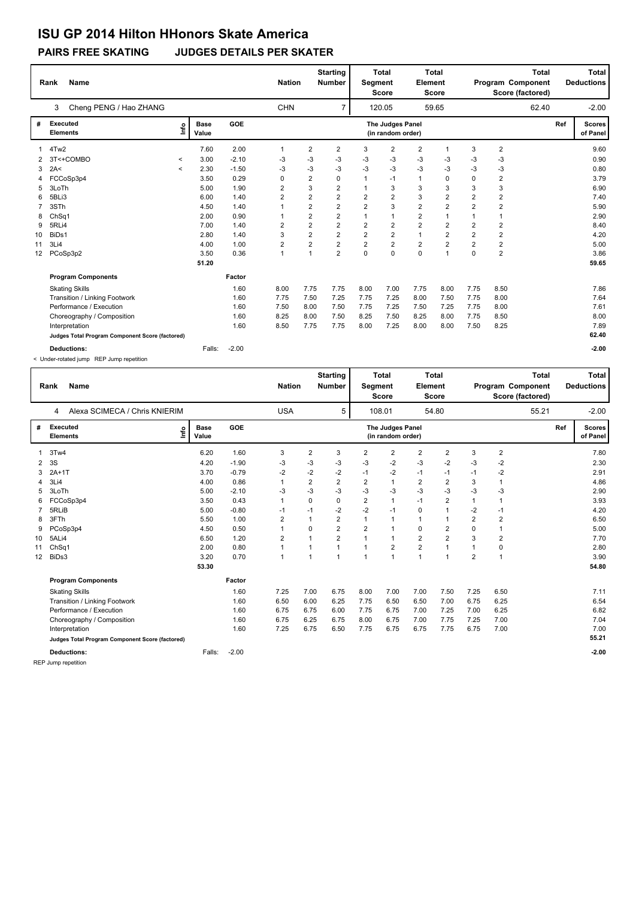# ISU GP 2014 Hilton HHonors Skate America

## PAIRS FREE SKATING JUDGES DETAILS PER SKATER

| Rank | Name | Nation | Starting Number | Total Segment Score | Total Element Score | Total Program Component Score (factored) | Total Deductions |
|---|---|---|---|---|---|---|---|
| 3 | Cheng PENG / Hao ZHANG | CHN | 7 | 120.05 | 59.65 | 62.40 | -2.00 |

| # | Executed Elements | Info | Base Value | GOE | J1 | J2 | J3 | J4 | J5 | J6 | J7 | J8 | J9 | Ref | Scores of Panel |
|---|---|---|---|---|---|---|---|---|---|---|---|---|---|---|---|
| 1 | 4Tw2 | | 7.60 | 2.00 | 1 | 2 | 2 | 3 | 2 | 2 | 1 | 3 | 2 | | 9.60 |
| 2 | 3T<+COMBO | < | 3.00 | -2.10 | -3 | -3 | -3 | -3 | -3 | -3 | -3 | -3 | -3 | | 0.90 |
| 3 | 2A< | < | 2.30 | -1.50 | -3 | -3 | -3 | -3 | -3 | -3 | -3 | -3 | -3 | | 0.80 |
| 4 | FCCoSp3p4 | | 3.50 | 0.29 | 0 | 2 | 0 | 1 | -1 | 1 | 0 | 0 | 2 | | 3.79 |
| 5 | 3LoTh | | 5.00 | 1.90 | 2 | 3 | 2 | 1 | 3 | 3 | 3 | 3 | 3 | | 6.90 |
| 6 | 5BLi3 | | 6.00 | 1.40 | 2 | 2 | 2 | 2 | 2 | 3 | 2 | 2 | 2 | | 7.40 |
| 7 | 3STh | | 4.50 | 1.40 | 1 | 2 | 2 | 2 | 3 | 2 | 2 | 2 | 2 | | 5.90 |
| 8 | ChSq1 | | 2.00 | 0.90 | 1 | 2 | 2 | 1 | 1 | 2 | 1 | 1 | 1 | | 2.90 |
| 9 | 5RLi4 | | 7.00 | 1.40 | 2 | 2 | 2 | 2 | 2 | 2 | 2 | 2 | 2 | | 8.40 |
| 10 | BiDs1 | | 2.80 | 1.40 | 3 | 2 | 2 | 2 | 2 | 1 | 2 | 2 | 2 | | 4.20 |
| 11 | 3Li4 | | 4.00 | 1.00 | 2 | 2 | 2 | 2 | 2 | 2 | 2 | 2 | 2 | | 5.00 |
| 12 | PCoSp3p2 | | 3.50 | 0.36 | 1 | 1 | 2 | 0 | 0 | 0 | 1 | 0 | 2 | | 3.86 |
| | | | 51.20 | | | | | | | | | | | | 59.65 |

| Program Components | Factor | J1 | J2 | J3 | J4 | J5 | J6 | J7 | J8 | J9 | Scores of Panel |
|---|---|---|---|---|---|---|---|---|---|---|---|
| Skating Skills | 1.60 | 8.00 | 7.75 | 7.75 | 8.00 | 7.00 | 7.75 | 8.00 | 7.75 | 8.50 | 7.86 |
| Transition / Linking Footwork | 1.60 | 7.75 | 7.50 | 7.25 | 7.75 | 7.25 | 8.00 | 7.50 | 7.75 | 8.00 | 7.64 |
| Performance / Execution | 1.60 | 7.50 | 8.00 | 7.50 | 7.75 | 7.25 | 7.50 | 7.25 | 7.75 | 8.00 | 7.61 |
| Choreography / Composition | 1.60 | 8.25 | 8.00 | 7.50 | 8.25 | 7.50 | 8.25 | 8.00 | 7.75 | 8.50 | 8.00 |
| Interpretation | 1.60 | 8.50 | 7.75 | 7.75 | 8.00 | 7.25 | 8.00 | 8.00 | 7.50 | 8.25 | 7.89 |
| Judges Total Program Component Score (factored) | | | | | | | | | | | 62.40 |
| Deductions: | Falls: -2.00 | | | | | | | | | | -2.00 |

< Under-rotated jump REP Jump repetition

| Rank | Name | Nation | Starting Number | Total Segment Score | Total Element Score | Total Program Component Score (factored) | Total Deductions |
|---|---|---|---|---|---|---|---|
| 4 | Alexa SCIMECA / Chris KNIERIM | USA | 5 | 108.01 | 54.80 | 55.21 | -2.00 |

| # | Executed Elements | Info | Base Value | GOE | J1 | J2 | J3 | J4 | J5 | J6 | J7 | J8 | J9 | Ref | Scores of Panel |
|---|---|---|---|---|---|---|---|---|---|---|---|---|---|---|---|
| 1 | 3Tw4 | | 6.20 | 1.60 | 3 | 2 | 3 | 2 | 2 | 2 | 2 | 3 | 2 | | 7.80 |
| 2 | 3S | | 4.20 | -1.90 | -3 | -3 | -3 | -3 | -2 | -3 | -2 | -3 | -2 | | 2.30 |
| 3 | 2A+1T | | 3.70 | -0.79 | -2 | -2 | -2 | -1 | -2 | -1 | -1 | -1 | -2 | | 2.91 |
| 4 | 3Li4 | | 4.00 | 0.86 | 1 | 2 | 2 | 2 | 1 | 2 | 2 | 3 | 1 | | 4.86 |
| 5 | 3LoTh | | 5.00 | -2.10 | -3 | -3 | -3 | -3 | -3 | -3 | -3 | -3 | -3 | | 2.90 |
| 6 | FCCoSp3p4 | | 3.50 | 0.43 | 1 | 0 | 0 | 2 | 1 | -1 | 2 | 1 | 1 | | 3.93 |
| 7 | 5RLiB | | 5.00 | -0.80 | -1 | -1 | -2 | -2 | -1 | 0 | 1 | -2 | -1 | | 4.20 |
| 8 | 3FTh | | 5.50 | 1.00 | 2 | 1 | 2 | 1 | 1 | 1 | 1 | 2 | 2 | | 6.50 |
| 9 | PCoSp3p4 | | 4.50 | 0.50 | 1 | 0 | 2 | 2 | 1 | 0 | 2 | 0 | 1 | | 5.00 |
| 10 | 5ALi4 | | 6.50 | 1.20 | 2 | 1 | 2 | 1 | 1 | 2 | 2 | 3 | 2 | | 7.70 |
| 11 | ChSq1 | | 2.00 | 0.80 | 1 | 1 | 1 | 1 | 2 | 2 | 1 | 1 | 0 | | 2.80 |
| 12 | BiDs3 | | 3.20 | 0.70 | 1 | 1 | 1 | 1 | 1 | 1 | 1 | 2 | 1 | | 3.90 |
| | | | 53.30 | | | | | | | | | | | | 54.80 |

| Program Components | Factor | J1 | J2 | J3 | J4 | J5 | J6 | J7 | J8 | J9 | Scores of Panel |
|---|---|---|---|---|---|---|---|---|---|---|---|
| Skating Skills | 1.60 | 7.25 | 7.00 | 6.75 | 8.00 | 7.00 | 7.00 | 7.50 | 7.25 | 6.50 | 7.11 |
| Transition / Linking Footwork | 1.60 | 6.50 | 6.00 | 6.25 | 7.75 | 6.50 | 6.50 | 7.00 | 6.75 | 6.25 | 6.54 |
| Performance / Execution | 1.60 | 6.75 | 6.75 | 6.00 | 7.75 | 6.75 | 7.00 | 7.25 | 7.00 | 6.25 | 6.82 |
| Choreography / Composition | 1.60 | 6.75 | 6.25 | 6.75 | 8.00 | 6.75 | 7.00 | 7.75 | 7.25 | 7.00 | 7.04 |
| Interpretation | 1.60 | 7.25 | 6.75 | 6.50 | 7.75 | 6.75 | 6.75 | 7.75 | 6.75 | 7.00 | 7.00 |
| Judges Total Program Component Score (factored) | | | | | | | | | | | 55.21 |
| Deductions: | Falls: -2.00 | | | | | | | | | | -2.00 |

REP Jump repetition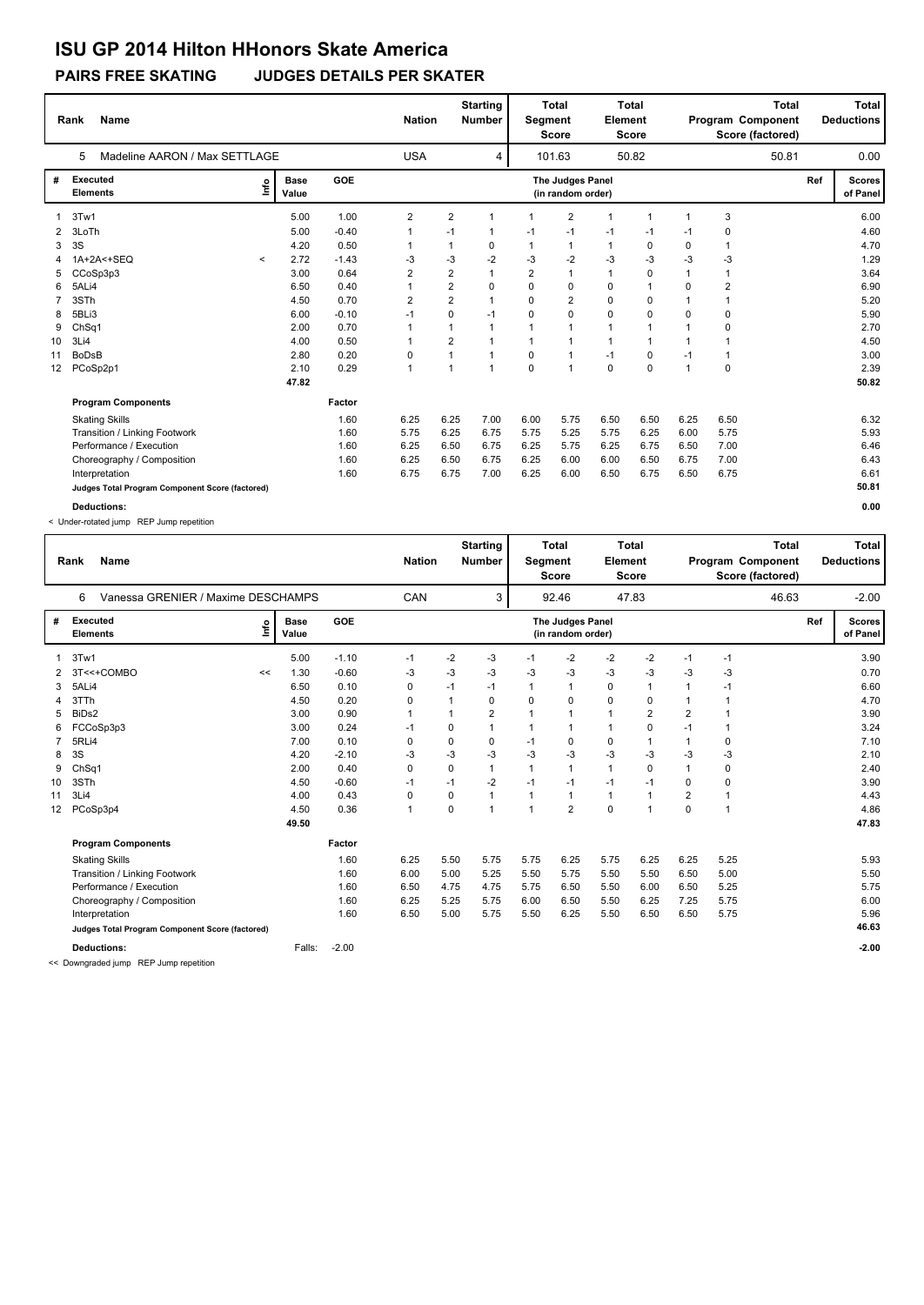# ISU GP 2014 Hilton HHonors Skate America

## PAIRS FREE SKATING JUDGES DETAILS PER SKATER

| Rank | Name | Nation | Starting Number | Total Segment Score | Total Element Score | Total Program Component Score (factored) | Total Deductions |
|---|---|---|---|---|---|---|---|
| 5 | Madeline AARON / Max SETTLAGE | USA | 4 | 101.63 | 50.82 | 50.81 | 0.00 |

| # | Executed Elements | Info | Base Value | GOE | | | | The Judges Panel | (in random order) | | | | | Ref | Scores of Panel |
|---|---|---|---|---|---|---|---|---|---|---|---|---|---|---|---|
| 1 | 3Tw1 | | 5.00 | 1.00 | 2 | 2 | 1 | 1 | 2 | 1 | 1 | 1 | 3 | | 6.00 |
| 2 | 3LoTh | | 5.00 | -0.40 | 1 | -1 | 1 | -1 | -1 | -1 | -1 | -1 | 0 | | 4.60 |
| 3 | 3S | | 4.20 | 0.50 | 1 | 1 | 0 | 1 | 1 | 1 | 0 | 0 | 1 | | 4.70 |
| 4 | 1A+2A<+SEQ | < | 2.72 | -1.43 | -3 | -3 | -2 | -3 | -2 | -3 | -3 | -3 | -3 | | 1.29 |
| 5 | CCoSp3p3 | | 3.00 | 0.64 | 2 | 2 | 1 | 2 | 1 | 1 | 0 | 1 | 1 | | 3.64 |
| 6 | 5ALi4 | | 6.50 | 0.40 | 1 | 2 | 0 | 0 | 0 | 0 | 1 | 0 | 2 | | 6.90 |
| 7 | 3STh | | 4.50 | 0.70 | 2 | 2 | 1 | 0 | 2 | 0 | 0 | 1 | 1 | | 5.20 |
| 8 | 5BLi3 | | 6.00 | -0.10 | -1 | 0 | -1 | 0 | 0 | 0 | 0 | 0 | 0 | | 5.90 |
| 9 | ChSq1 | | 2.00 | 0.70 | 1 | 1 | 1 | 1 | 1 | 1 | 1 | 1 | 0 | | 2.70 |
| 10 | 3Li4 | | 4.00 | 0.50 | 1 | 2 | 1 | 1 | 1 | 1 | 1 | 1 | 1 | | 4.50 |
| 11 | BoDsB | | 2.80 | 0.20 | 0 | 1 | 1 | 0 | 1 | -1 | 0 | -1 | 1 | | 3.00 |
| 12 | PCoSp2p1 | | 2.10 | 0.29 | 1 | 1 | 1 | 0 | 1 | 0 | 0 | 1 | 0 | | 2.39 |
| | | | 47.82 | | | | | | | | | | | | 50.82 |

| Program Components | Factor | | | | | | | | | | Scores of Panel |
|---|---|---|---|---|---|---|---|---|---|---|---|
| Skating Skills | 1.60 | 6.25 | 6.25 | 7.00 | 6.00 | 5.75 | 6.50 | 6.50 | 6.25 | 6.50 | 6.32 |
| Transition / Linking Footwork | 1.60 | 5.75 | 6.25 | 6.75 | 5.75 | 5.25 | 5.75 | 6.25 | 6.00 | 5.75 | 5.93 |
| Performance / Execution | 1.60 | 6.25 | 6.50 | 6.75 | 6.25 | 5.75 | 6.25 | 6.75 | 6.50 | 7.00 | 6.46 |
| Choreography / Composition | 1.60 | 6.25 | 6.50 | 6.75 | 6.25 | 6.00 | 6.00 | 6.50 | 6.75 | 7.00 | 6.43 |
| Interpretation | 1.60 | 6.75 | 6.75 | 7.00 | 6.25 | 6.00 | 6.50 | 6.75 | 6.50 | 6.75 | 6.61 |
| Judges Total Program Component Score (factored) | | | | | | | | | | | 50.81 |

**Deductions:** 0.00

< Under-rotated jump REP Jump repetition

| Rank | Name | Nation | Starting Number | Total Segment Score | Total Element Score | Total Program Component Score (factored) | Total Deductions |
|---|---|---|---|---|---|---|---|
| 6 | Vanessa GRENIER / Maxime DESCHAMPS | CAN | 3 | 92.46 | 47.83 | 46.63 | -2.00 |

| # | Executed Elements | Info | Base Value | GOE | | | | The Judges Panel | (in random order) | | | | | Ref | Scores of Panel |
|---|---|---|---|---|---|---|---|---|---|---|---|---|---|---|---|
| 1 | 3Tw1 | | 5.00 | -1.10 | -1 | -2 | -3 | -1 | -2 | -2 | -2 | -1 | -1 | | 3.90 |
| 2 | 3T<<+COMBO | << | 1.30 | -0.60 | -3 | -3 | -3 | -3 | -3 | -3 | -3 | -3 | -3 | | 0.70 |
| 3 | 5ALi4 | | 6.50 | 0.10 | 0 | -1 | -1 | 1 | 1 | 0 | 1 | 1 | -1 | | 6.60 |
| 4 | 3TTh | | 4.50 | 0.20 | 0 | 1 | 0 | 0 | 0 | 0 | 0 | 1 | 1 | | 4.70 |
| 5 | BiDs2 | | 3.00 | 0.90 | 1 | 1 | 2 | 1 | 1 | 1 | 2 | 2 | 1 | | 3.90 |
| 6 | FCCoSp3p3 | | 3.00 | 0.24 | -1 | 0 | 1 | 1 | 1 | 1 | 0 | -1 | 1 | | 3.24 |
| 7 | 5RLi4 | | 7.00 | 0.10 | 0 | 0 | 0 | -1 | 0 | 0 | 1 | 1 | 0 | | 7.10 |
| 8 | 3S | | 4.20 | -2.10 | -3 | -3 | -3 | -3 | -3 | -3 | -3 | -3 | -3 | | 2.10 |
| 9 | ChSq1 | | 2.00 | 0.40 | 0 | 0 | 1 | 1 | 1 | 1 | 0 | 1 | 0 | | 2.40 |
| 10 | 3STh | | 4.50 | -0.60 | -1 | -1 | -2 | -1 | -1 | -1 | -1 | 0 | 0 | | 3.90 |
| 11 | 3Li4 | | 4.00 | 0.43 | 0 | 0 | 1 | 1 | 1 | 1 | 1 | 2 | 1 | | 4.43 |
| 12 | PCoSp3p4 | | 4.50 | 0.36 | 1 | 0 | 1 | 1 | 2 | 0 | 1 | 0 | 1 | | 4.86 |
| | | | 49.50 | | | | | | | | | | | | 47.83 |

| Program Components | Factor | | | | | | | | | | Scores of Panel |
|---|---|---|---|---|---|---|---|---|---|---|---|
| Skating Skills | 1.60 | 6.25 | 5.50 | 5.75 | 5.75 | 6.25 | 5.75 | 6.25 | 6.25 | 5.25 | 5.93 |
| Transition / Linking Footwork | 1.60 | 6.00 | 5.00 | 5.25 | 5.50 | 5.75 | 5.50 | 5.50 | 6.50 | 5.00 | 5.50 |
| Performance / Execution | 1.60 | 6.50 | 4.75 | 4.75 | 5.75 | 6.50 | 5.50 | 6.00 | 6.50 | 5.25 | 5.75 |
| Choreography / Composition | 1.60 | 6.25 | 5.25 | 5.75 | 6.00 | 6.50 | 5.50 | 6.25 | 7.25 | 5.75 | 6.00 |
| Interpretation | 1.60 | 6.50 | 5.00 | 5.75 | 5.50 | 6.25 | 5.50 | 6.50 | 6.50 | 5.75 | 5.96 |
| Judges Total Program Component Score (factored) | | | | | | | | | | | 46.63 |

**Deductions:** Falls: -2.00 -2.00

<< Downgraded jump REP Jump repetition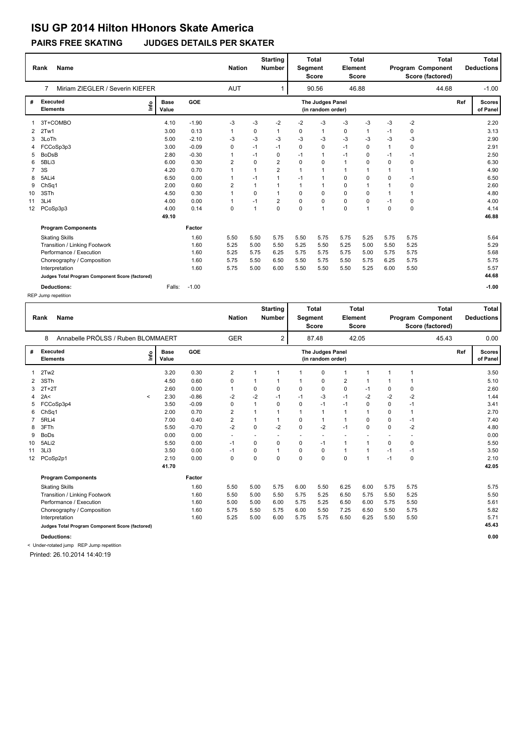# ISU GP 2014 Hilton HHonors Skate America

## PAIRS FREE SKATING JUDGES DETAILS PER SKATER

| Rank | Name | Nation | Starting Number | Total Segment Score | Total Element Score | Total Program Component Score (factored) | Total Deductions |
|---|---|---|---|---|---|---|---|
| 7 | Miriam ZIEGLER / Severin KIEFER | AUT | 1 | 90.56 | 46.88 | 44.68 | -1.00 |

| # | Executed Elements | Info | Base Value | GOE | J1 | J2 | J3 | J4 | J5 | J6 | J7 | J8 | J9 | Ref | Scores of Panel |
|---|---|---|---|---|---|---|---|---|---|---|---|---|---|---|---|
| 1 | 3T+COMBO | | 4.10 | -1.90 | -3 | -3 | -2 | -2 | -3 | -3 | -3 | -3 | -2 | | 2.20 |
| 2 | 2Tw1 | | 3.00 | 0.13 | 1 | 0 | 1 | 0 | 1 | 0 | 1 | -1 | 0 | | 3.13 |
| 3 | 3LoTh | | 5.00 | -2.10 | -3 | -3 | -3 | -3 | -3 | -3 | -3 | -3 | -3 | | 2.90 |
| 4 | FCCoSp3p3 | | 3.00 | -0.09 | 0 | -1 | -1 | 0 | 0 | -1 | 0 | 1 | 0 | | 2.91 |
| 5 | BoDsB | | 2.80 | -0.30 | 1 | -1 | 0 | -1 | 1 | -1 | 0 | -1 | -1 | | 2.50 |
| 6 | 5BLi3 | | 6.00 | 0.30 | 2 | 0 | 2 | 0 | 0 | 1 | 0 | 0 | 0 | | 6.30 |
| 7 | 3S | | 4.20 | 0.70 | 1 | 1 | 2 | 1 | 1 | 1 | 1 | 1 | 1 | | 4.90 |
| 8 | 5ALi4 | | 6.50 | 0.00 | 1 | -1 | 1 | -1 | 1 | 0 | 0 | 0 | -1 | | 6.50 |
| 9 | ChSq1 | | 2.00 | 0.60 | 2 | 1 | 1 | 1 | 1 | 0 | 1 | 1 | 0 | | 2.60 |
| 10 | 3STh | | 4.50 | 0.30 | 1 | 0 | 1 | 0 | 0 | 0 | 0 | 1 | 1 | | 4.80 |
| 11 | 3Li4 | | 4.00 | 0.00 | 1 | -1 | 2 | 0 | 0 | 0 | 0 | -1 | 0 | | 4.00 |
| 12 | PCoSp3p3 | | 4.00 | 0.14 | 0 | 1 | 0 | 0 | 1 | 0 | 1 | 0 | 0 | | 4.14 |
| | | | 49.10 | | | | | | | | | | | | 46.88 |

| Program Components | Factor | J1 | J2 | J3 | J4 | J5 | J6 | J7 | J8 | J9 | Scores of Panel |
|---|---|---|---|---|---|---|---|---|---|---|---|
| Skating Skills | 1.60 | 5.50 | 5.50 | 5.75 | 5.50 | 5.75 | 5.75 | 5.25 | 5.75 | 5.75 | 5.64 |
| Transition / Linking Footwork | 1.60 | 5.25 | 5.00 | 5.50 | 5.25 | 5.50 | 5.25 | 5.00 | 5.50 | 5.25 | 5.29 |
| Performance / Execution | 1.60 | 5.25 | 5.75 | 6.25 | 5.75 | 5.75 | 5.75 | 5.00 | 5.75 | 5.75 | 5.68 |
| Choreography / Composition | 1.60 | 5.75 | 5.50 | 6.50 | 5.50 | 5.75 | 5.50 | 5.75 | 6.25 | 5.75 | 5.75 |
| Interpretation | 1.60 | 5.75 | 5.00 | 6.00 | 5.50 | 5.50 | 5.50 | 5.25 | 6.00 | 5.50 | 5.57 |
| Judges Total Program Component Score (factored) | | | | | | | | | | | 44.68 |

**Deductions:** Falls: -1.00 — **-1.00**

REP Jump repetition

| Rank | Name | Nation | Starting Number | Total Segment Score | Total Element Score | Total Program Component Score (factored) | Total Deductions |
|---|---|---|---|---|---|---|---|
| 8 | Annabelle PRÖLSS / Ruben BLOMMAERT | GER | 2 | 87.48 | 42.05 | 45.43 | 0.00 |

| # | Executed Elements | Info | Base Value | GOE | J1 | J2 | J3 | J4 | J5 | J6 | J7 | J8 | J9 | Ref | Scores of Panel |
|---|---|---|---|---|---|---|---|---|---|---|---|---|---|---|---|
| 1 | 2Tw2 | | 3.20 | 0.30 | 2 | 1 | 1 | 1 | 0 | 1 | 1 | 1 | 1 | | 3.50 |
| 2 | 3STh | | 4.50 | 0.60 | 0 | 1 | 1 | 1 | 0 | 2 | 1 | 1 | 1 | | 5.10 |
| 3 | 2T+2T | | 2.60 | 0.00 | 1 | 0 | 0 | 0 | 0 | 0 | -1 | 0 | 0 | | 2.60 |
| 4 | 2A< | < | 2.30 | -0.86 | -2 | -2 | -1 | -1 | -3 | -1 | -2 | -2 | -2 | | 1.44 |
| 5 | FCCoSp3p4 | | 3.50 | -0.09 | 0 | 1 | 0 | 0 | -1 | -1 | 0 | 0 | -1 | | 3.41 |
| 6 | ChSq1 | | 2.00 | 0.70 | 2 | 1 | 1 | 1 | 1 | 1 | 1 | 0 | 1 | | 2.70 |
| 7 | 5RLi4 | | 7.00 | 0.40 | 2 | 1 | 1 | 0 | 1 | 1 | 0 | 0 | -1 | | 7.40 |
| 8 | 3FTh | | 5.50 | -0.70 | -2 | 0 | -2 | 0 | -2 | -1 | 0 | 0 | -2 | | 4.80 |
| 9 | BoDs | | 0.00 | 0.00 | - | - | - | - | - | - | - | - | - | | 0.00 |
| 10 | 5ALi2 | | 5.50 | 0.00 | -1 | 0 | 0 | 0 | -1 | 1 | 1 | 0 | 0 | | 5.50 |
| 11 | 3Li3 | | 3.50 | 0.00 | -1 | 0 | 1 | 0 | 0 | 1 | 1 | -1 | -1 | | 3.50 |
| 12 | PCoSp2p1 | | 2.10 | 0.00 | 0 | 0 | 0 | 0 | 0 | 0 | 1 | -1 | 0 | | 2.10 |
| | | | 41.70 | | | | | | | | | | | | 42.05 |

| Program Components | Factor | J1 | J2 | J3 | J4 | J5 | J6 | J7 | J8 | J9 | Scores of Panel |
|---|---|---|---|---|---|---|---|---|---|---|---|
| Skating Skills | 1.60 | 5.50 | 5.00 | 5.75 | 6.00 | 5.50 | 6.25 | 6.00 | 5.75 | 5.75 | 5.75 |
| Transition / Linking Footwork | 1.60 | 5.50 | 5.00 | 5.50 | 5.75 | 5.25 | 6.50 | 5.75 | 5.50 | 5.25 | 5.50 |
| Performance / Execution | 1.60 | 5.00 | 5.00 | 6.00 | 5.75 | 5.25 | 6.50 | 6.00 | 5.75 | 5.50 | 5.61 |
| Choreography / Composition | 1.60 | 5.75 | 5.50 | 5.75 | 6.00 | 5.50 | 7.25 | 6.50 | 5.50 | 5.75 | 5.82 |
| Interpretation | 1.60 | 5.25 | 5.00 | 6.00 | 5.75 | 5.75 | 6.50 | 6.25 | 5.50 | 5.50 | 5.71 |
| Judges Total Program Component Score (factored) | | | | | | | | | | | 45.43 |

**Deductions:** — **0.00**

< Under-rotated jump REP Jump repetition

Printed: 26.10.2014 14:40:19